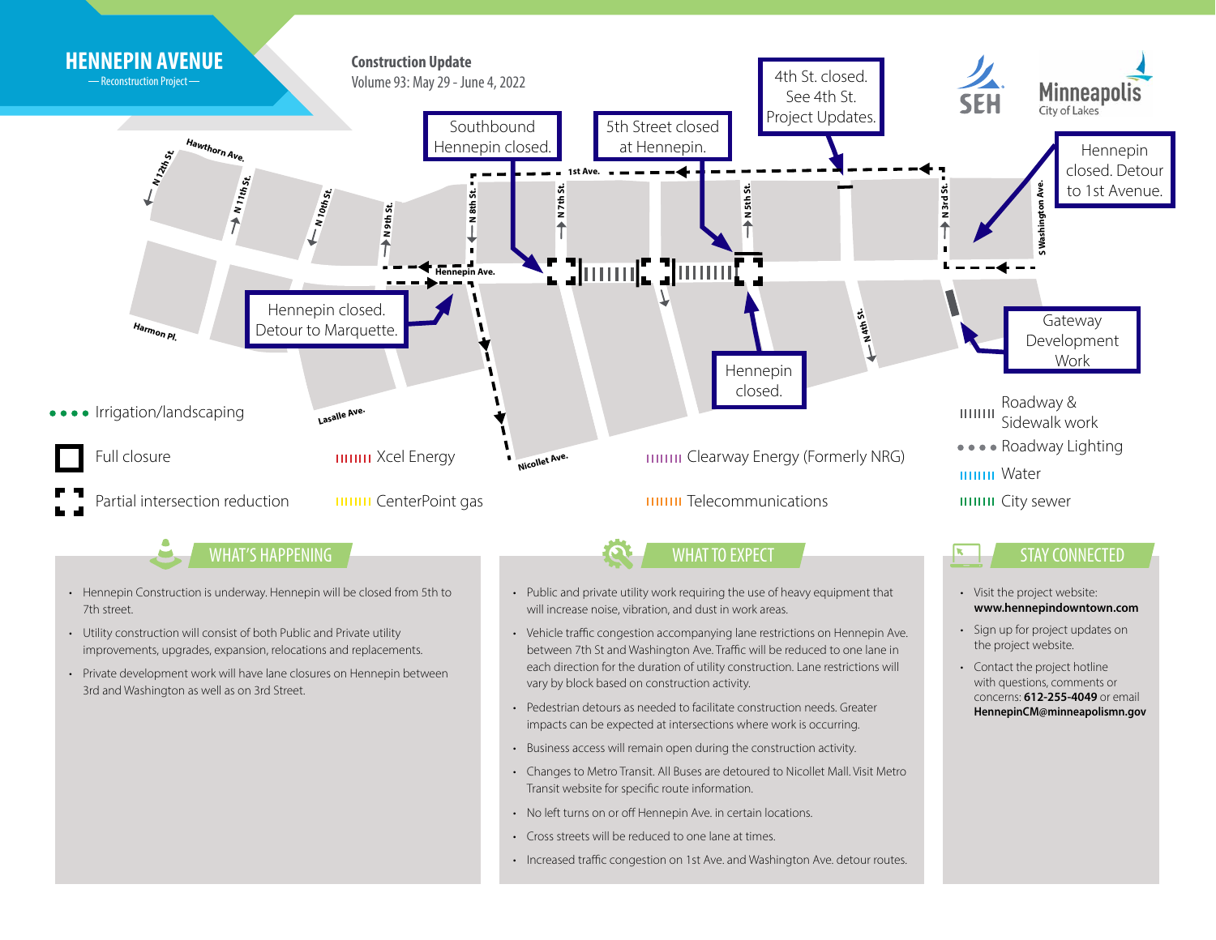# HENNEPIN AVENUE

— Reconstruction Project —

**Construction Update**

Volume 93: May 29 - June 4, 2022

SEH

Minneapolis
City of Lakes

Southbound Hennepin closed.

5th Street closed at Hennepin.

4th St. closed. See 4th St. Project Updates.

Hennepin closed. Detour to 1st Avenue.

Hennepin closed. Detour to Marquette.

Hennepin closed.

Gateway Development Work

Hawthorn Ave. · N 12th St. · N 11th St. · N 10th St. · N 9th St. · N 8th St. · N 7th St. · N 5th St. · N 4th St. · N 3rd St. · S Washington Ave. · 1st Ave. · Hennepin Ave. · Harmon Pl. · Lasalle Ave. · Nicollet Ave.

- Irrigation/landscaping
- Full closure
- Partial intersection reduction
- Xcel Energy
- CenterPoint gas
- Clearway Energy (Formerly NRG)
- Telecommunications
- Roadway & Sidewalk work
- Roadway Lighting
- Water
- City sewer

## WHAT'S HAPPENING

- Hennepin Construction is underway. Hennepin will be closed from 5th to 7th street.
- Utility construction will consist of both Public and Private utility improvements, upgrades, expansion, relocations and replacements.
- Private development work will have lane closures on Hennepin between 3rd and Washington as well as on 3rd Street.

## WHAT TO EXPECT

- Public and private utility work requiring the use of heavy equipment that will increase noise, vibration, and dust in work areas.
- Vehicle traffic congestion accompanying lane restrictions on Hennepin Ave. between 7th St and Washington Ave. Traffic will be reduced to one lane in each direction for the duration of utility construction. Lane restrictions will vary by block based on construction activity.
- Pedestrian detours as needed to facilitate construction needs. Greater impacts can be expected at intersections where work is occurring.
- Business access will remain open during the construction activity.
- Changes to Metro Transit. All Buses are detoured to Nicollet Mall. Visit Metro Transit website for specific route information.
- No left turns on or off Hennepin Ave. in certain locations.
- Cross streets will be reduced to one lane at times.
- Increased traffic congestion on 1st Ave. and Washington Ave. detour routes.

## STAY CONNECTED

- Visit the project website: **www.hennepindowntown.com**
- Sign up for project updates on the project website.
- Contact the project hotline with questions, comments or concerns: **612-255-4049** or email **HennepinCM@minneapolismn.gov**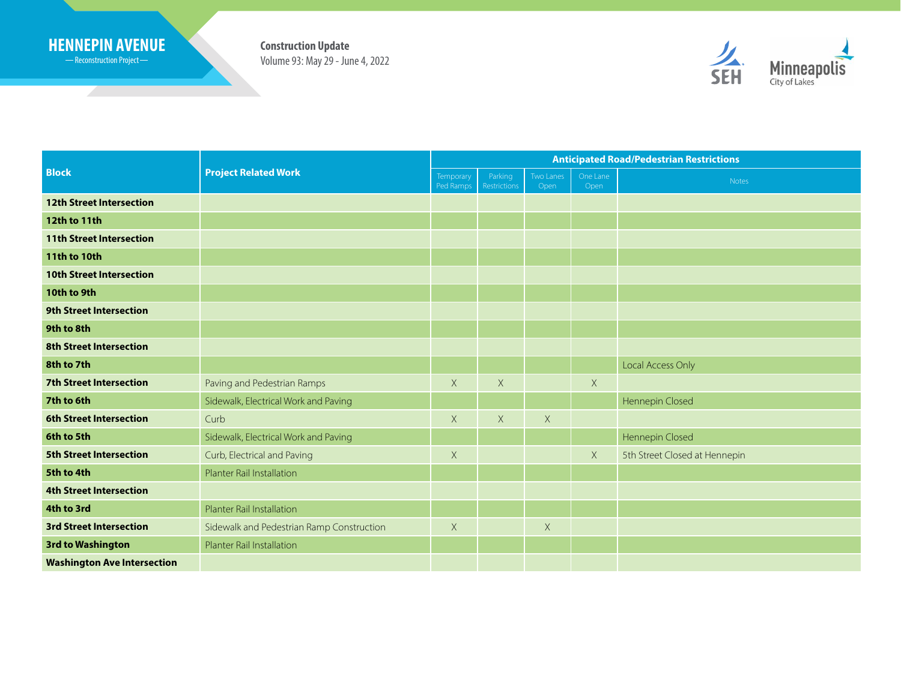HENNEPIN AVENUE
— Reconstruction Project —

**Construction Update**
Volume 93: May 29 - June 4, 2022

SEH
Minneapolis City of Lakes

| Block | Project Related Work | Anticipated Road/Pedestrian Restrictions | | | | |
|---|---|---|---|---|---|---|
| | | Temporary Ped Ramps | Parking Restrictions | Two Lanes Open | One Lane Open | Notes |
| **12th Street Intersection** | | | | | | |
| **12th to 11th** | | | | | | |
| **11th Street Intersection** | | | | | | |
| **11th to 10th** | | | | | | |
| **10th Street Intersection** | | | | | | |
| **10th to 9th** | | | | | | |
| **9th Street Intersection** | | | | | | |
| **9th to 8th** | | | | | | |
| **8th Street Intersection** | | | | | | |
| **8th to 7th** | | | | | | Local Access Only |
| **7th Street Intersection** | Paving and Pedestrian Ramps | X | X | | X | |
| **7th to 6th** | Sidewalk, Electrical Work and Paving | | | | | Hennepin Closed |
| **6th Street Intersection** | Curb | X | X | X | | |
| **6th to 5th** | Sidewalk, Electrical Work and Paving | | | | | Hennepin Closed |
| **5th Street Intersection** | Curb, Electrical and Paving | X | | | X | 5th Street Closed at Hennepin |
| **5th to 4th** | Planter Rail Installation | | | | | |
| **4th Street Intersection** | | | | | | |
| **4th to 3rd** | Planter Rail Installation | | | | | |
| **3rd Street Intersection** | Sidewalk and Pedestrian Ramp Construction | X | | X | | |
| **3rd to Washington** | Planter Rail Installation | | | | | |
| **Washington Ave Intersection** | | | | | | |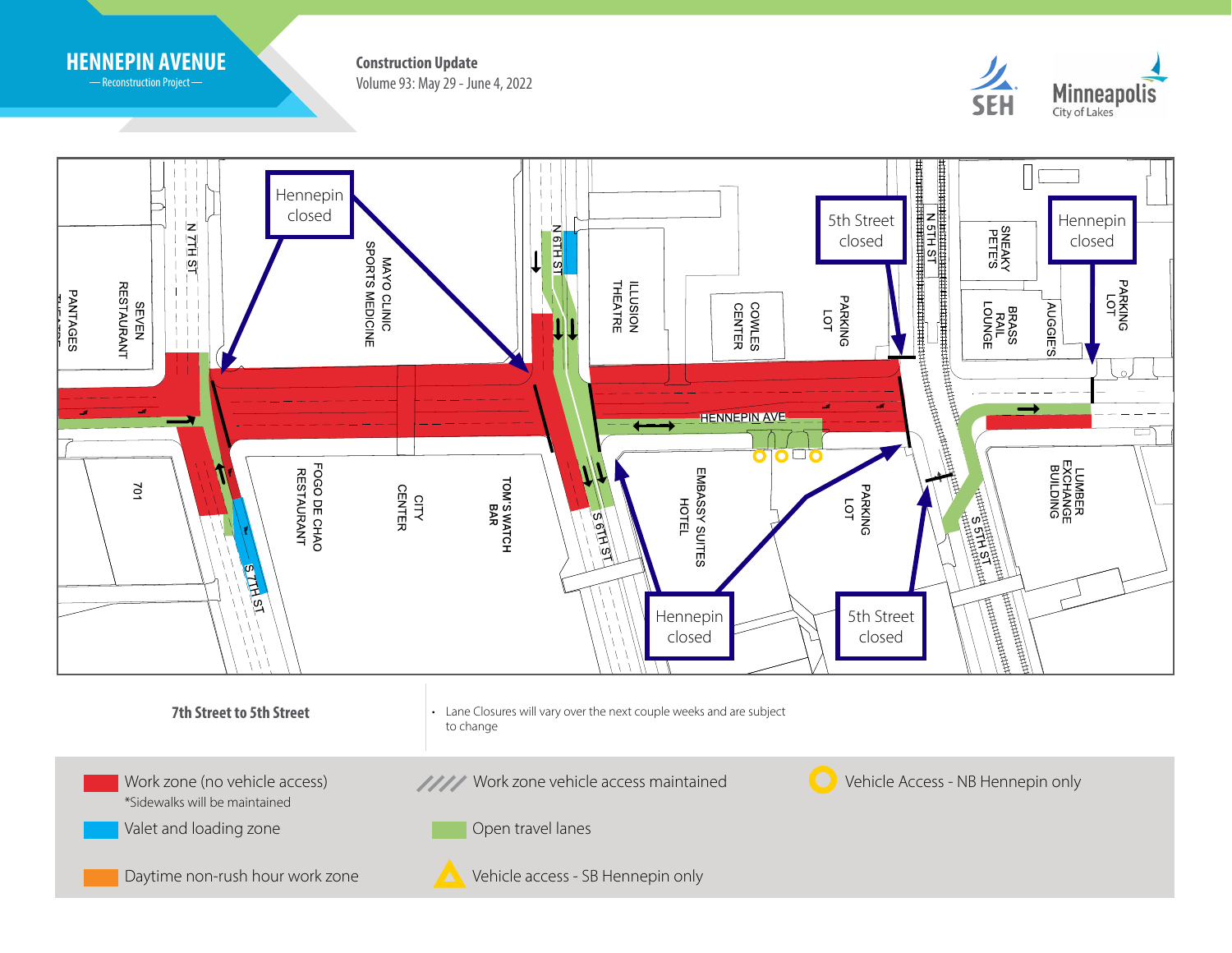# HENNEPIN AVENUE

— Reconstruction Project —

**Construction Update**

Volume 93: May 29 - June 4, 2022

SEH

Minneapolis
City of Lakes

Hennepin closed

Hennepin closed

5th Street closed

Hennepin closed

Hennepin closed

5th Street closed

N 7TH ST

S 7TH ST

N 6TH ST

S 6TH ST

N 5TH ST

S 5TH ST

HENNEPIN AVE

PANTAGES THEATRE

SEVEN RESTAURANT

701

MAYO CLINIC SPORTS MEDICINE

FOGO DE CHAO RESTAURANT

CITY CENTER

TOM'S WATCH BAR

ILLUSION THEATRE

COWLES CENTER

PARKING LOT

EMBASSY SUITES HOTEL

PARKING LOT

SNEAKY PETE'S

BRASS RAIL LOUNGE

AUGGIE'S

PARKING LOT

LUMBER EXCHANGE BUILDING

**7th Street to 5th Street**

- Lane Closures will vary over the next couple weeks and are subject to change

Work zone (no vehicle access)
*Sidewalks will be maintained

Valet and loading zone

Daytime non-rush hour work zone

Work zone vehicle access maintained

Open travel lanes

Vehicle access - SB Hennepin only

Vehicle Access - NB Hennepin only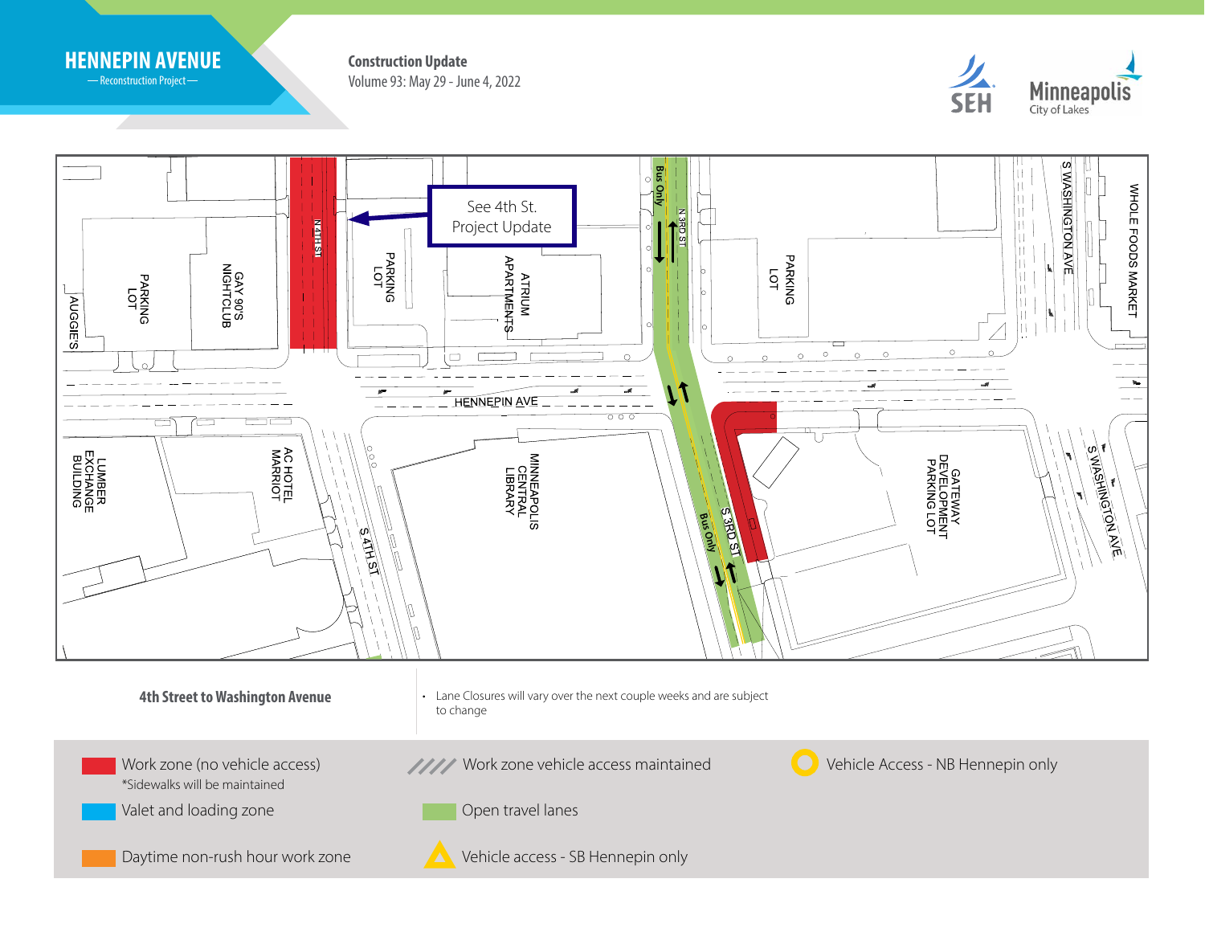**HENNEPIN AVENUE**
— Reconstruction Project —

**Construction Update**
Volume 93: May 29 - June 4, 2022

SEH

Minneapolis
City of Lakes

See 4th St. Project Update

N 4TH ST

PARKING LOT

GAY 90'S NIGHTCLUB

AUGGIE'S

PARKING LOT

ATRIUM APARTMENTS

Bus Only

N 3RD ST

PARKING LOT

S WASHINGTON AVE

WHOLE FOODS MARKET

HENNEPIN AVE

LUMBER EXCHANGE BUILDING

AC HOTEL MARRIOT

S 4TH ST

MINNEAPOLIS CENTRAL LIBRARY

Bus Only

S 3RD ST

GATEWAY DEVELOPMENT PARKING LOT

S WASHINGTON AVE

## 4th Street to Washington Avenue

- Lane Closures will vary over the next couple weeks and are subject to change

Work zone (no vehicle access)
*Sidewalks will be maintained

Valet and loading zone

Daytime non-rush hour work zone

Work zone vehicle access maintained

Open travel lanes

Vehicle access - SB Hennepin only

Vehicle Access - NB Hennepin only